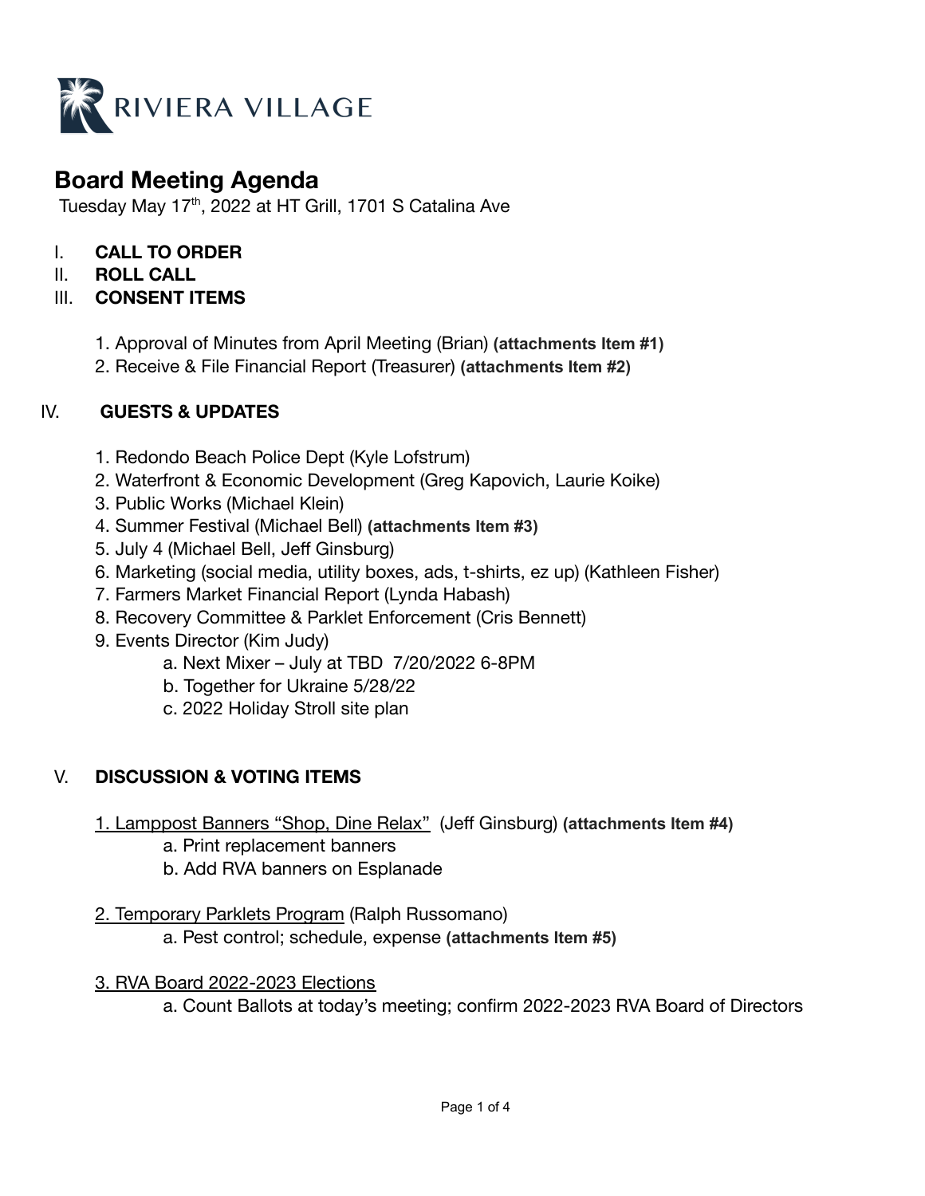RIVIERA VILLAGE

# Board Meeting Agenda

Tuesday May 17th, 2022 at HT Grill, 1701 S Catalina Ave

I. **CALL TO ORDER**

II. **ROLL CALL**

III. **CONSENT ITEMS**

1. Approval of Minutes from April Meeting (Brian) **(attachments Item #1)**
2. Receive & File Financial Report (Treasurer) **(attachments Item #2)**

IV. **GUESTS & UPDATES**

1. Redondo Beach Police Dept (Kyle Lofstrum)
2. Waterfront & Economic Development (Greg Kapovich, Laurie Koike)
3. Public Works (Michael Klein)
4. Summer Festival (Michael Bell) **(attachments Item #3)**
5. July 4 (Michael Bell, Jeff Ginsburg)
6. Marketing (social media, utility boxes, ads, t-shirts, ez up) (Kathleen Fisher)
7. Farmers Market Financial Report (Lynda Habash)
8. Recovery Committee & Parklet Enforcement (Cris Bennett)
9. Events Director (Kim Judy)
   - a. Next Mixer – July at TBD 7/20/2022 6-8PM
   - b. Together for Ukraine 5/28/22
   - c. 2022 Holiday Stroll site plan

V. **DISCUSSION & VOTING ITEMS**

1. <u>Lamppost Banners "Shop, Dine Relax"</u> (Jeff Ginsburg) **(attachments Item #4)**
   - a. Print replacement banners
   - b. Add RVA banners on Esplanade

2. <u>Temporary Parklets Program</u> (Ralph Russomano)
   - a. Pest control; schedule, expense **(attachments Item #5)**

3. <u>RVA Board 2022-2023 Elections</u>
   - a. Count Ballots at today's meeting; confirm 2022-2023 RVA Board of Directors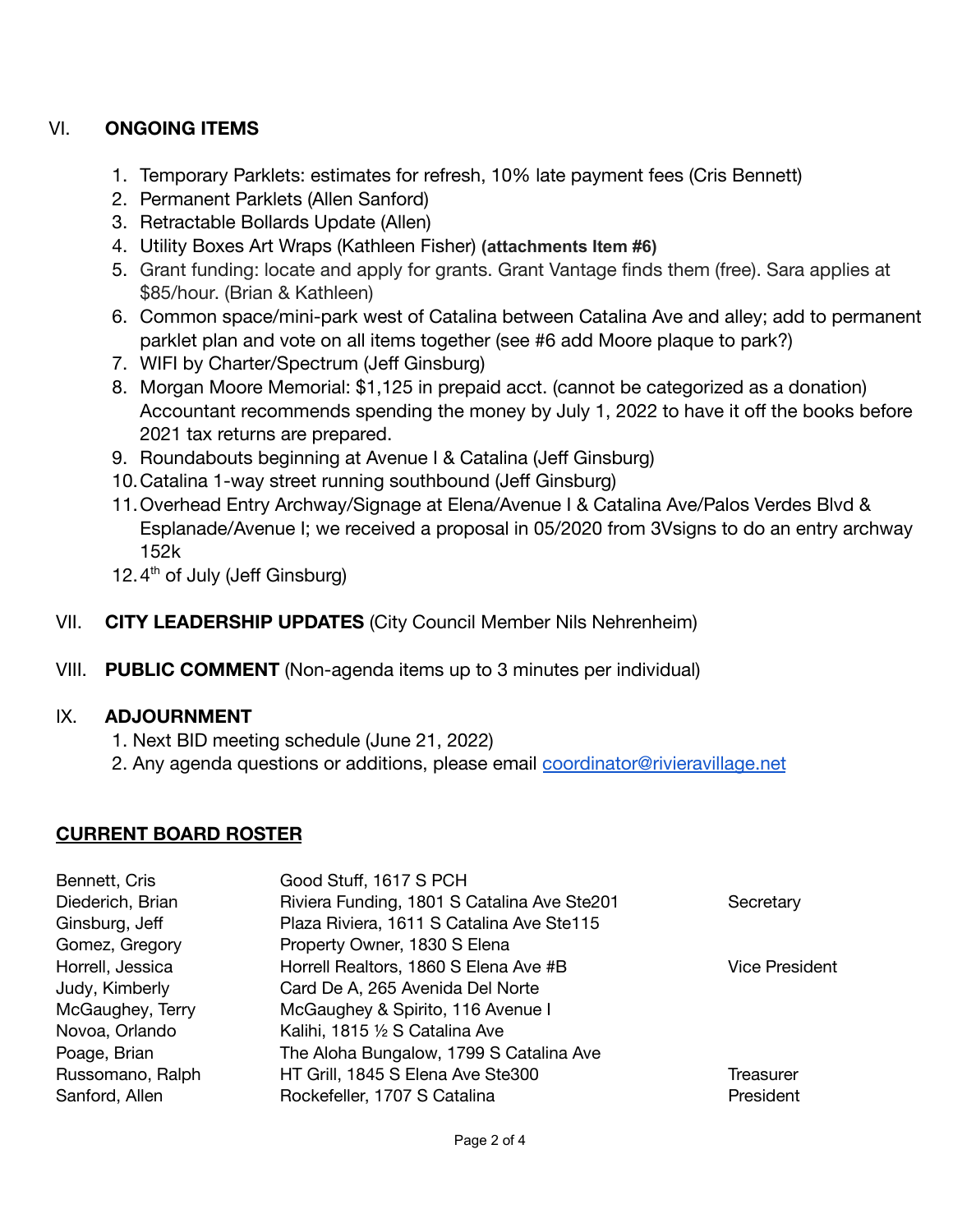## VI. ONGOING ITEMS

1. Temporary Parklets: estimates for refresh, 10% late payment fees (Cris Bennett)
2. Permanent Parklets (Allen Sanford)
3. Retractable Bollards Update (Allen)
4. Utility Boxes Art Wraps (Kathleen Fisher) **(attachments Item #6)**
5. Grant funding: locate and apply for grants. Grant Vantage finds them (free). Sara applies at $85/hour. (Brian & Kathleen)
6. Common space/mini-park west of Catalina between Catalina Ave and alley; add to permanent parklet plan and vote on all items together (see #6 add Moore plaque to park?)
7. WIFI by Charter/Spectrum (Jeff Ginsburg)
8. Morgan Moore Memorial: $1,125 in prepaid acct. (cannot be categorized as a donation) Accountant recommends spending the money by July 1, 2022 to have it off the books before 2021 tax returns are prepared.
9. Roundabouts beginning at Avenue I & Catalina (Jeff Ginsburg)
10. Catalina 1-way street running southbound (Jeff Ginsburg)
11. Overhead Entry Archway/Signage at Elena/Avenue I & Catalina Ave/Palos Verdes Blvd & Esplanade/Avenue I; we received a proposal in 05/2020 from 3Vsigns to do an entry archway 152k
12. 4th of July (Jeff Ginsburg)

## VII. CITY LEADERSHIP UPDATES (City Council Member Nils Nehrenheim)

## VIII. PUBLIC COMMENT (Non-agenda items up to 3 minutes per individual)

## IX. ADJOURNMENT

1. Next BID meeting schedule (June 21, 2022)
2. Any agenda questions or additions, please email coordinator@rivieravillage.net

## CURRENT BOARD ROSTER

| | | |
|---|---|---|
| Bennett, Cris | Good Stuff, 1617 S PCH | |
| Diederich, Brian | Riviera Funding, 1801 S Catalina Ave Ste201 | Secretary |
| Ginsburg, Jeff | Plaza Riviera, 1611 S Catalina Ave Ste115 | |
| Gomez, Gregory | Property Owner, 1830 S Elena | |
| Horrell, Jessica | Horrell Realtors, 1860 S Elena Ave #B | Vice President |
| Judy, Kimberly | Card De A, 265 Avenida Del Norte | |
| McGaughey, Terry | McGaughey & Spirito, 116 Avenue I | |
| Novoa, Orlando | Kalihi, 1815 ½ S Catalina Ave | |
| Poage, Brian | The Aloha Bungalow, 1799 S Catalina Ave | |
| Russomano, Ralph | HT Grill, 1845 S Elena Ave Ste300 | Treasurer |
| Sanford, Allen | Rockefeller, 1707 S Catalina | President |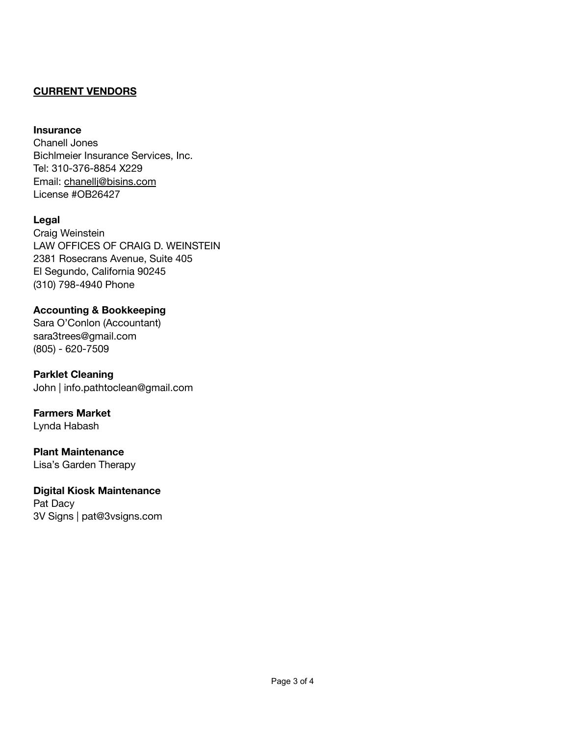## CURRENT VENDORS

**Insurance**
Chanell Jones
Bichlmeier Insurance Services, Inc.
Tel: 310-376-8854 X229
Email: chanellj@bisins.com
License #OB26427

**Legal**
Craig Weinstein
LAW OFFICES OF CRAIG D. WEINSTEIN
2381 Rosecrans Avenue, Suite 405
El Segundo, California 90245
(310) 798-4940 Phone

**Accounting & Bookkeeping**
Sara O'Conlon (Accountant)
sara3trees@gmail.com
(805) - 620-7509

**Parklet Cleaning**
John | info.pathtoclean@gmail.com

**Farmers Market**
Lynda Habash

**Plant Maintenance**
Lisa's Garden Therapy

**Digital Kiosk Maintenance**
Pat Dacy
3V Signs | pat@3vsigns.com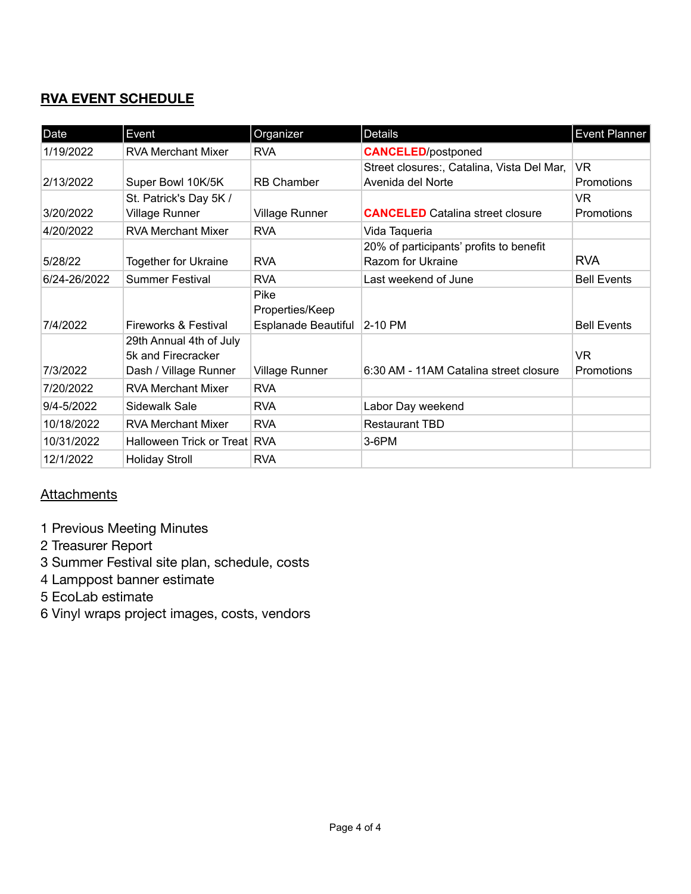## RVA EVENT SCHEDULE

| Date | Event | Organizer | Details | Event Planner |
|---|---|---|---|---|
| 1/19/2022 | RVA Merchant Mixer | RVA | **CANCELED**/postponed | |
| 2/13/2022 | Super Bowl 10K/5K | RB Chamber | Street closures:, Catalina, Vista Del Mar, Avenida del Norte | VR Promotions |
| 3/20/2022 | St. Patrick's Day 5K / Village Runner | Village Runner | **CANCELED** Catalina street closure | VR Promotions |
| 4/20/2022 | RVA Merchant Mixer | RVA | Vida Taqueria | |
| 5/28/22 | Together for Ukraine | RVA | 20% of participants' profits to benefit Razom for Ukraine | RVA |
| 6/24-26/2022 | Summer Festival | RVA | Last weekend of June | Bell Events |
| 7/4/2022 | Fireworks & Festival | Pike Properties/Keep Esplanade Beautiful | 2-10 PM | Bell Events |
| 7/3/2022 | 29th Annual 4th of July 5k and Firecracker Dash / Village Runner | Village Runner | 6:30 AM - 11AM Catalina street closure | VR Promotions |
| 7/20/2022 | RVA Merchant Mixer | RVA | | |
| 9/4-5/2022 | Sidewalk Sale | RVA | Labor Day weekend | |
| 10/18/2022 | RVA Merchant Mixer | RVA | Restaurant TBD | |
| 10/31/2022 | Halloween Trick or Treat | RVA | 3-6PM | |
| 12/1/2022 | Holiday Stroll | RVA | | |

### Attachments

1 Previous Meeting Minutes
2 Treasurer Report
3 Summer Festival site plan, schedule, costs
4 Lamppost banner estimate
5 EcoLab estimate
6 Vinyl wraps project images, costs, vendors